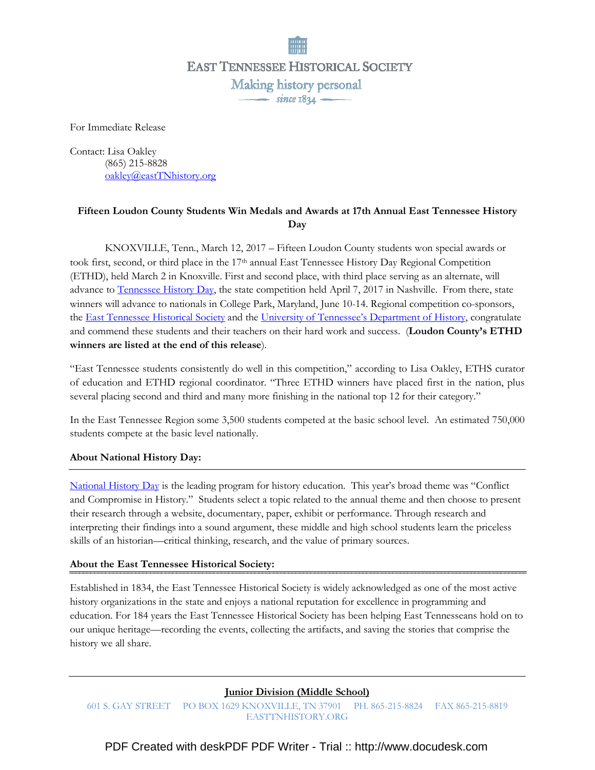EAST TENNESSEE HISTORICAL SOCIETY

Making history personal

since 1834

For Immediate Release

Contact: Lisa Oakley
(865) 215-8828
oakley@eastTNhistory.org

**Fifteen Loudon County Students Win Medals and Awards at 17th Annual East Tennessee History Day**

KNOXVILLE, Tenn., March 12, 2017 – Fifteen Loudon County students won special awards or took first, second, or third place in the 17th annual East Tennessee History Day Regional Competition (ETHD), held March 2 in Knoxville. First and second place, with third place serving as an alternate, will advance to Tennessee History Day, the state competition held April 7, 2017 in Nashville. From there, state winners will advance to nationals in College Park, Maryland, June 10-14. Regional competition co-sponsors, the East Tennessee Historical Society and the University of Tennessee's Department of History, congratulate and commend these students and their teachers on their hard work and success. (**Loudon County's ETHD winners are listed at the end of this release**).

"East Tennessee students consistently do well in this competition," according to Lisa Oakley, ETHS curator of education and ETHD regional coordinator. "Three ETHD winners have placed first in the nation, plus several placing second and third and many more finishing in the national top 12 for their category."

In the East Tennessee Region some 3,500 students competed at the basic school level. An estimated 750,000 students compete at the basic level nationally.

**About National History Day:**

National History Day is the leading program for history education. This year's broad theme was "Conflict and Compromise in History." Students select a topic related to the annual theme and then choose to present their research through a website, documentary, paper, exhibit or performance. Through research and interpreting their findings into a sound argument, these middle and high school students learn the priceless skills of an historian—critical thinking, research, and the value of primary sources.

**About the East Tennessee Historical Society:**

Established in 1834, the East Tennessee Historical Society is widely acknowledged as one of the most active history organizations in the state and enjoys a national reputation for excellence in programming and education. For 184 years the East Tennessee Historical Society has been helping East Tennesseans hold on to our unique heritage—recording the events, collecting the artifacts, and saving the stories that comprise the history we all share.

**Junior Division (Middle School)**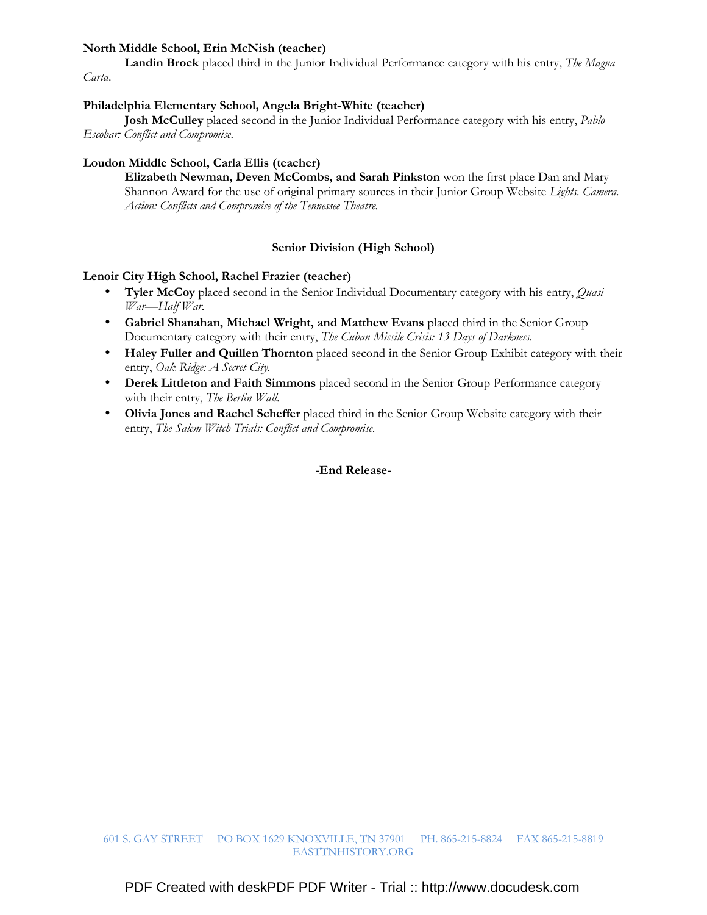**North Middle School, Erin McNish (teacher)**

**Landin Brock** placed third in the Junior Individual Performance category with his entry, *The Magna Carta*.

**Philadelphia Elementary School, Angela Bright-White (teacher)**

**Josh McCulley** placed second in the Junior Individual Performance category with his entry, *Pablo Escobar: Conflict and Compromise*.

**Loudon Middle School, Carla Ellis (teacher)**

**Elizabeth Newman, Deven McCombs, and Sarah Pinkston** won the first place Dan and Mary Shannon Award for the use of original primary sources in their Junior Group Website *Lights. Camera. Action: Conflicts and Compromise of the Tennessee Theatre.*

## Senior Division (High School)

**Lenoir City High School, Rachel Frazier (teacher)**

- **Tyler McCoy** placed second in the Senior Individual Documentary category with his entry, *Quasi War—Half War.*
- **Gabriel Shanahan, Michael Wright, and Matthew Evans** placed third in the Senior Group Documentary category with their entry, *The Cuban Missile Crisis: 13 Days of Darkness.*
- **Haley Fuller and Quillen Thornton** placed second in the Senior Group Exhibit category with their entry, *Oak Ridge: A Secret City.*
- **Derek Littleton and Faith Simmons** placed second in the Senior Group Performance category with their entry, *The Berlin Wall.*
- **Olivia Jones and Rachel Scheffer** placed third in the Senior Group Website category with their entry, *The Salem Witch Trials: Conflict and Compromise*.

**-End Release-**

601 S. GAY STREET PO BOX 1629 KNOXVILLE, TN 37901 PH. 865-215-8824 FAX 865-215-8819
EASTTNHISTORY.ORG